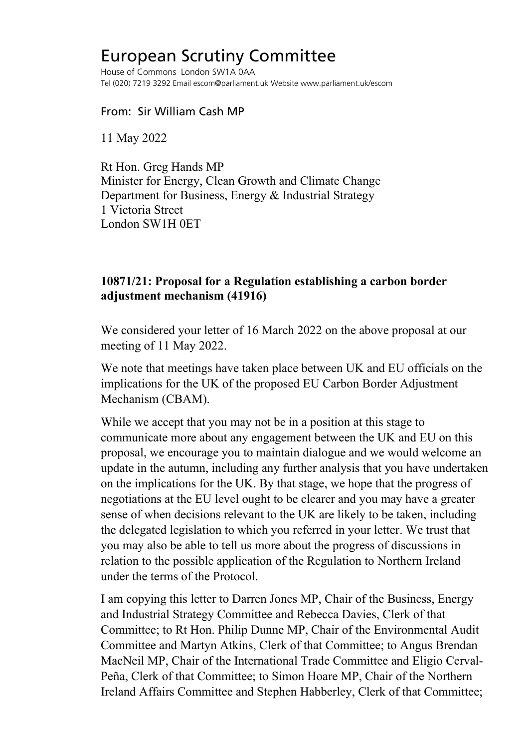# European Scrutiny Committee

House of Commons London SW1A 0AA
Tel (020) 7219 3292 Email escom@parliament.uk Website www.parliament.uk/escom

From: Sir William Cash MP

11 May 2022

Rt Hon. Greg Hands MP
Minister for Energy, Clean Growth and Climate Change
Department for Business, Energy & Industrial Strategy
1 Victoria Street
London SW1H 0ET

**10871/21: Proposal for a Regulation establishing a carbon border adjustment mechanism (41916)**

We considered your letter of 16 March 2022 on the above proposal at our meeting of 11 May 2022.

We note that meetings have taken place between UK and EU officials on the implications for the UK of the proposed EU Carbon Border Adjustment Mechanism (CBAM).

While we accept that you may not be in a position at this stage to communicate more about any engagement between the UK and EU on this proposal, we encourage you to maintain dialogue and we would welcome an update in the autumn, including any further analysis that you have undertaken on the implications for the UK. By that stage, we hope that the progress of negotiations at the EU level ought to be clearer and you may have a greater sense of when decisions relevant to the UK are likely to be taken, including the delegated legislation to which you referred in your letter. We trust that you may also be able to tell us more about the progress of discussions in relation to the possible application of the Regulation to Northern Ireland under the terms of the Protocol.

I am copying this letter to Darren Jones MP, Chair of the Business, Energy and Industrial Strategy Committee and Rebecca Davies, Clerk of that Committee; to Rt Hon. Philip Dunne MP, Chair of the Environmental Audit Committee and Martyn Atkins, Clerk of that Committee; to Angus Brendan MacNeil MP, Chair of the International Trade Committee and Eligio Cerval-Peña, Clerk of that Committee; to Simon Hoare MP, Chair of the Northern Ireland Affairs Committee and Stephen Habberley, Clerk of that Committee;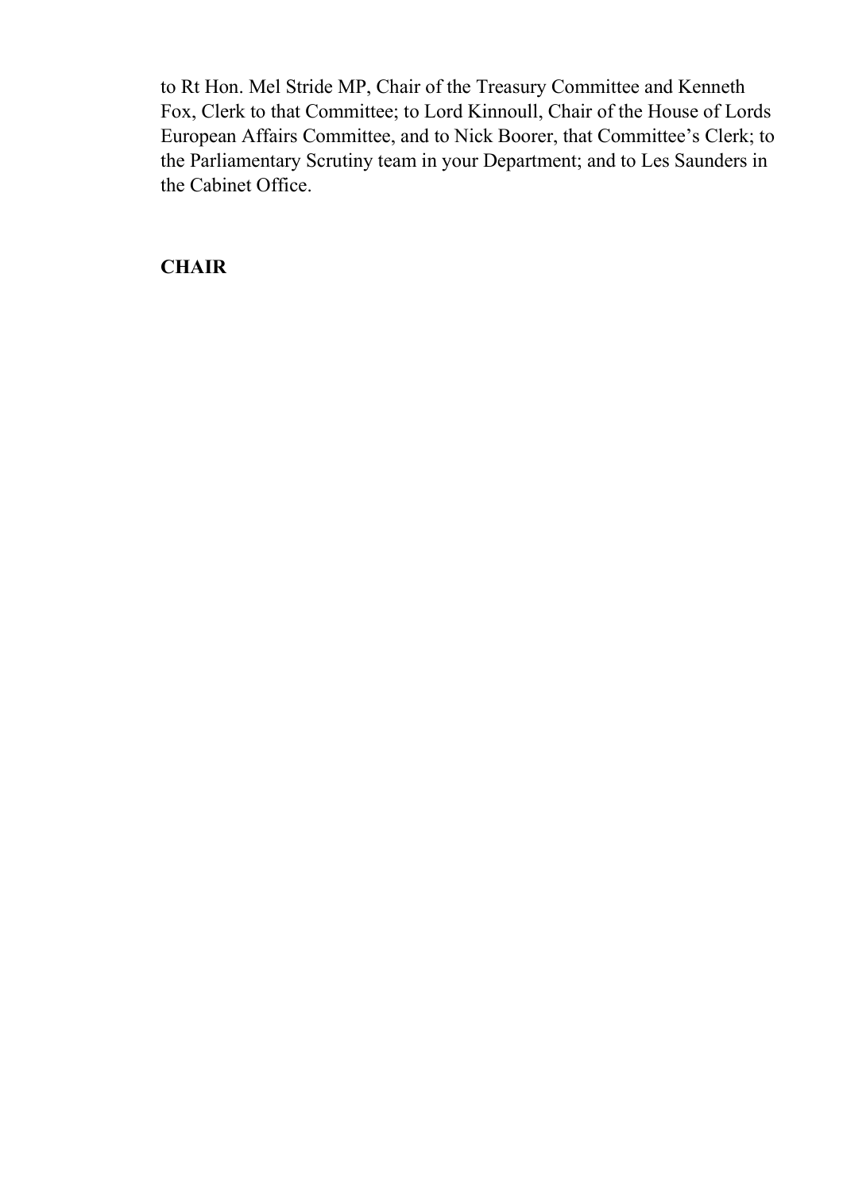to Rt Hon. Mel Stride MP, Chair of the Treasury Committee and Kenneth Fox, Clerk to that Committee; to Lord Kinnoull, Chair of the House of Lords European Affairs Committee, and to Nick Boorer, that Committee's Clerk; to the Parliamentary Scrutiny team in your Department; and to Les Saunders in the Cabinet Office.

**CHAIR**